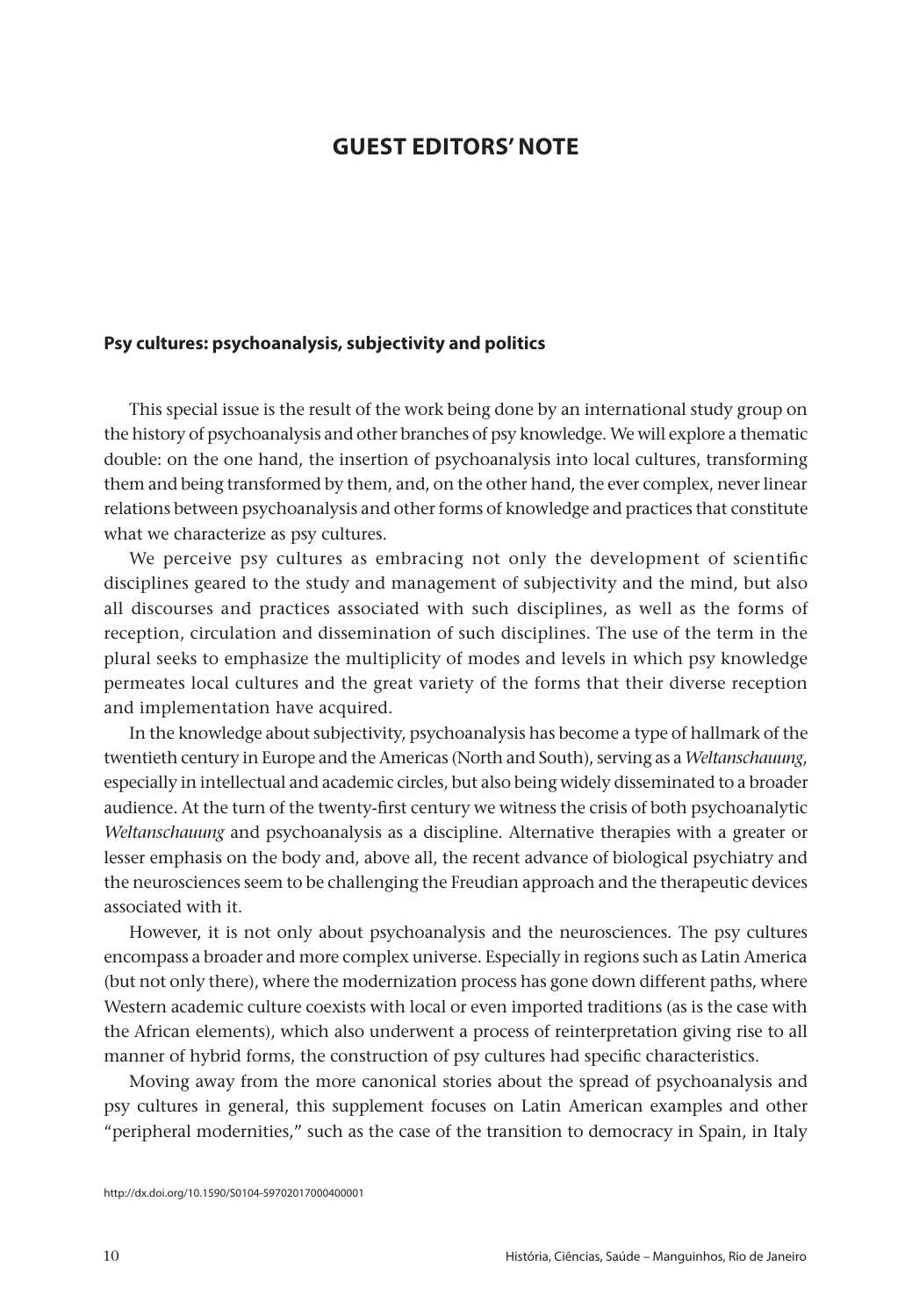# GUEST EDITORS' NOTE

## Psy cultures: psychoanalysis, subjectivity and politics

This special issue is the result of the work being done by an international study group on the history of psychoanalysis and other branches of psy knowledge. We will explore a thematic double: on the one hand, the insertion of psychoanalysis into local cultures, transforming them and being transformed by them, and, on the other hand, the ever complex, never linear relations between psychoanalysis and other forms of knowledge and practices that constitute what we characterize as psy cultures.

We perceive psy cultures as embracing not only the development of scientific disciplines geared to the study and management of subjectivity and the mind, but also all discourses and practices associated with such disciplines, as well as the forms of reception, circulation and dissemination of such disciplines. The use of the term in the plural seeks to emphasize the multiplicity of modes and levels in which psy knowledge permeates local cultures and the great variety of the forms that their diverse reception and implementation have acquired.

In the knowledge about subjectivity, psychoanalysis has become a type of hallmark of the twentieth century in Europe and the Americas (North and South), serving as a *Weltanschauung*, especially in intellectual and academic circles, but also being widely disseminated to a broader audience. At the turn of the twenty-first century we witness the crisis of both psychoanalytic *Weltanschauung* and psychoanalysis as a discipline. Alternative therapies with a greater or lesser emphasis on the body and, above all, the recent advance of biological psychiatry and the neurosciences seem to be challenging the Freudian approach and the therapeutic devices associated with it.

However, it is not only about psychoanalysis and the neurosciences. The psy cultures encompass a broader and more complex universe. Especially in regions such as Latin America (but not only there), where the modernization process has gone down different paths, where Western academic culture coexists with local or even imported traditions (as is the case with the African elements), which also underwent a process of reinterpretation giving rise to all manner of hybrid forms, the construction of psy cultures had specific characteristics.

Moving away from the more canonical stories about the spread of psychoanalysis and psy cultures in general, this supplement focuses on Latin American examples and other "peripheral modernities," such as the case of the transition to democracy in Spain, in Italy

http://dx.doi.org/10.1590/S0104-59702017000400001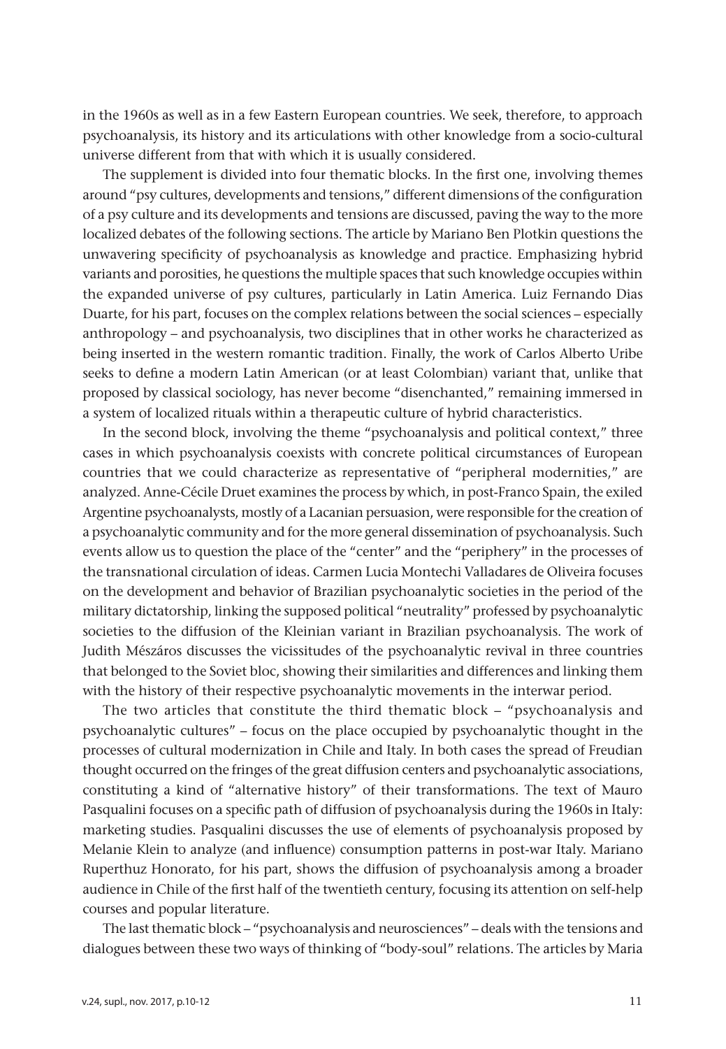in the 1960s as well as in a few Eastern European countries. We seek, therefore, to approach psychoanalysis, its history and its articulations with other knowledge from a socio-cultural universe different from that with which it is usually considered.

The supplement is divided into four thematic blocks. In the first one, involving themes around "psy cultures, developments and tensions," different dimensions of the configuration of a psy culture and its developments and tensions are discussed, paving the way to the more localized debates of the following sections. The article by Mariano Ben Plotkin questions the unwavering specificity of psychoanalysis as knowledge and practice. Emphasizing hybrid variants and porosities, he questions the multiple spaces that such knowledge occupies within the expanded universe of psy cultures, particularly in Latin America. Luiz Fernando Dias Duarte, for his part, focuses on the complex relations between the social sciences – especially anthropology – and psychoanalysis, two disciplines that in other works he characterized as being inserted in the western romantic tradition. Finally, the work of Carlos Alberto Uribe seeks to define a modern Latin American (or at least Colombian) variant that, unlike that proposed by classical sociology, has never become "disenchanted," remaining immersed in a system of localized rituals within a therapeutic culture of hybrid characteristics.

In the second block, involving the theme "psychoanalysis and political context," three cases in which psychoanalysis coexists with concrete political circumstances of European countries that we could characterize as representative of "peripheral modernities," are analyzed. Anne-Cécile Druet examines the process by which, in post-Franco Spain, the exiled Argentine psychoanalysts, mostly of a Lacanian persuasion, were responsible for the creation of a psychoanalytic community and for the more general dissemination of psychoanalysis. Such events allow us to question the place of the "center" and the "periphery" in the processes of the transnational circulation of ideas. Carmen Lucia Montechi Valladares de Oliveira focuses on the development and behavior of Brazilian psychoanalytic societies in the period of the military dictatorship, linking the supposed political "neutrality" professed by psychoanalytic societies to the diffusion of the Kleinian variant in Brazilian psychoanalysis. The work of Judith Mészáros discusses the vicissitudes of the psychoanalytic revival in three countries that belonged to the Soviet bloc, showing their similarities and differences and linking them with the history of their respective psychoanalytic movements in the interwar period.

The two articles that constitute the third thematic block – "psychoanalysis and psychoanalytic cultures" – focus on the place occupied by psychoanalytic thought in the processes of cultural modernization in Chile and Italy. In both cases the spread of Freudian thought occurred on the fringes of the great diffusion centers and psychoanalytic associations, constituting a kind of "alternative history" of their transformations. The text of Mauro Pasqualini focuses on a specific path of diffusion of psychoanalysis during the 1960s in Italy: marketing studies. Pasqualini discusses the use of elements of psychoanalysis proposed by Melanie Klein to analyze (and influence) consumption patterns in post-war Italy. Mariano Ruperthuz Honorato, for his part, shows the diffusion of psychoanalysis among a broader audience in Chile of the first half of the twentieth century, focusing its attention on self-help courses and popular literature.

The last thematic block – "psychoanalysis and neurosciences" – deals with the tensions and dialogues between these two ways of thinking of "body-soul" relations. The articles by Maria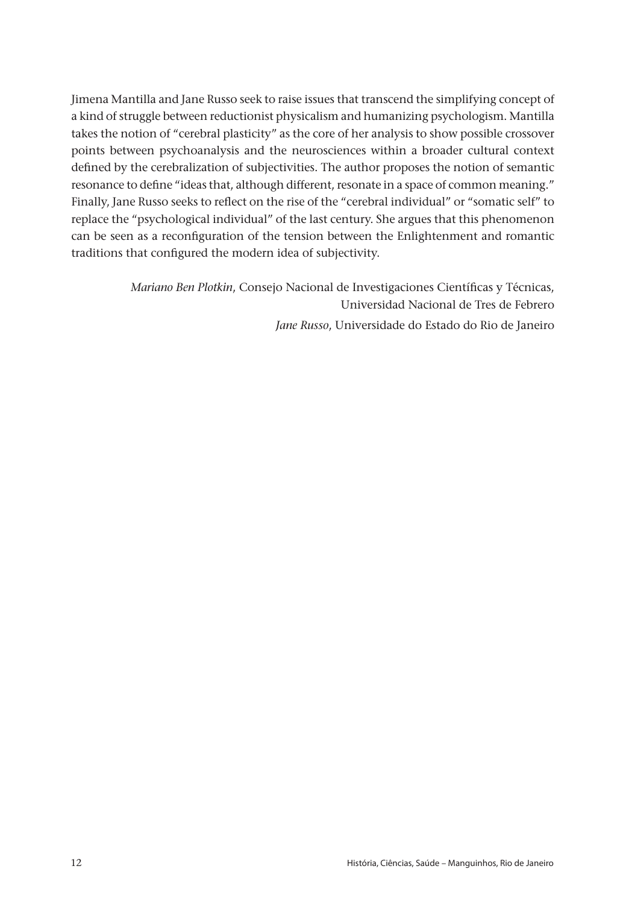Jimena Mantilla and Jane Russo seek to raise issues that transcend the simplifying concept of a kind of struggle between reductionist physicalism and humanizing psychologism. Mantilla takes the notion of "cerebral plasticity" as the core of her analysis to show possible crossover points between psychoanalysis and the neurosciences within a broader cultural context defined by the cerebralization of subjectivities. The author proposes the notion of semantic resonance to define "ideas that, although different, resonate in a space of common meaning." Finally, Jane Russo seeks to reflect on the rise of the "cerebral individual" or "somatic self" to replace the "psychological individual" of the last century. She argues that this phenomenon can be seen as a reconfiguration of the tension between the Enlightenment and romantic traditions that configured the modern idea of subjectivity.

*Mariano Ben Plotkin*, Consejo Nacional de Investigaciones Científicas y Técnicas, Universidad Nacional de Tres de Febrero

*Jane Russo*, Universidade do Estado do Rio de Janeiro